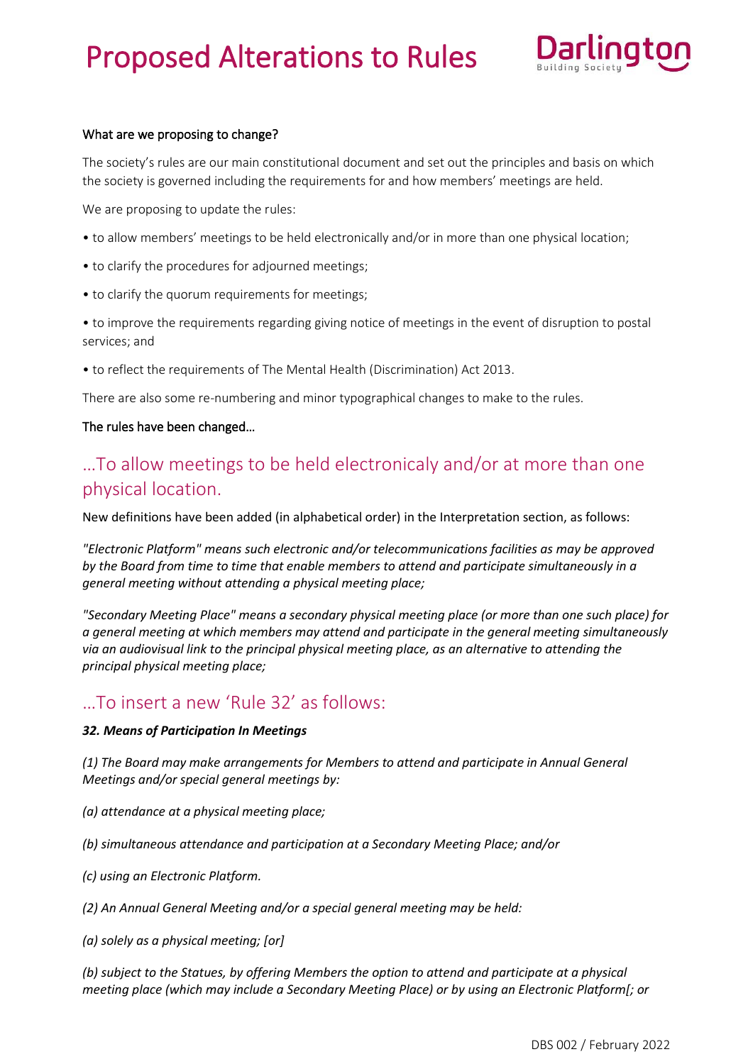# Proposed Alterations to Rules

**What are we proposing to change?**

The society's rules are our main constitutional document and set out the principles and basis on which the society is governed including the requirements for and how members' meetings are held.

We are proposing to update the rules:

- to allow members' meetings to be held electronically and/or in more than one physical location;
- to clarify the procedures for adjourned meetings;
- to clarify the quorum requirements for meetings;
- to improve the requirements regarding giving notice of meetings in the event of disruption to postal services; and
- to reflect the requirements of The Mental Health (Discrimination) Act 2013.

There are also some re-numbering and minor typographical changes to make to the rules.

**The rules have been changed…**

## …To allow meetings to be held electronicaly and/or at more than one physical location.

New definitions have been added (in alphabetical order) in the Interpretation section, as follows:

*"Electronic Platform" means such electronic and/or telecommunications facilities as may be approved by the Board from time to time that enable members to attend and participate simultaneously in a general meeting without attending a physical meeting place;*

*"Secondary Meeting Place" means a secondary physical meeting place (or more than one such place) for a general meeting at which members may attend and participate in the general meeting simultaneously via an audiovisual link to the principal physical meeting place, as an alternative to attending the principal physical meeting place;*

## …To insert a new 'Rule 32' as follows:

***32. Means of Participation In Meetings***

*(1) The Board may make arrangements for Members to attend and participate in Annual General Meetings and/or special general meetings by:*

*(a) attendance at a physical meeting place;*

*(b) simultaneous attendance and participation at a Secondary Meeting Place; and/or*

*(c) using an Electronic Platform.*

*(2) An Annual General Meeting and/or a special general meeting may be held:*

*(a) solely as a physical meeting; [or]*

*(b) subject to the Statues, by offering Members the option to attend and participate at a physical meeting place (which may include a Secondary Meeting Place) or by using an Electronic Platform[; or*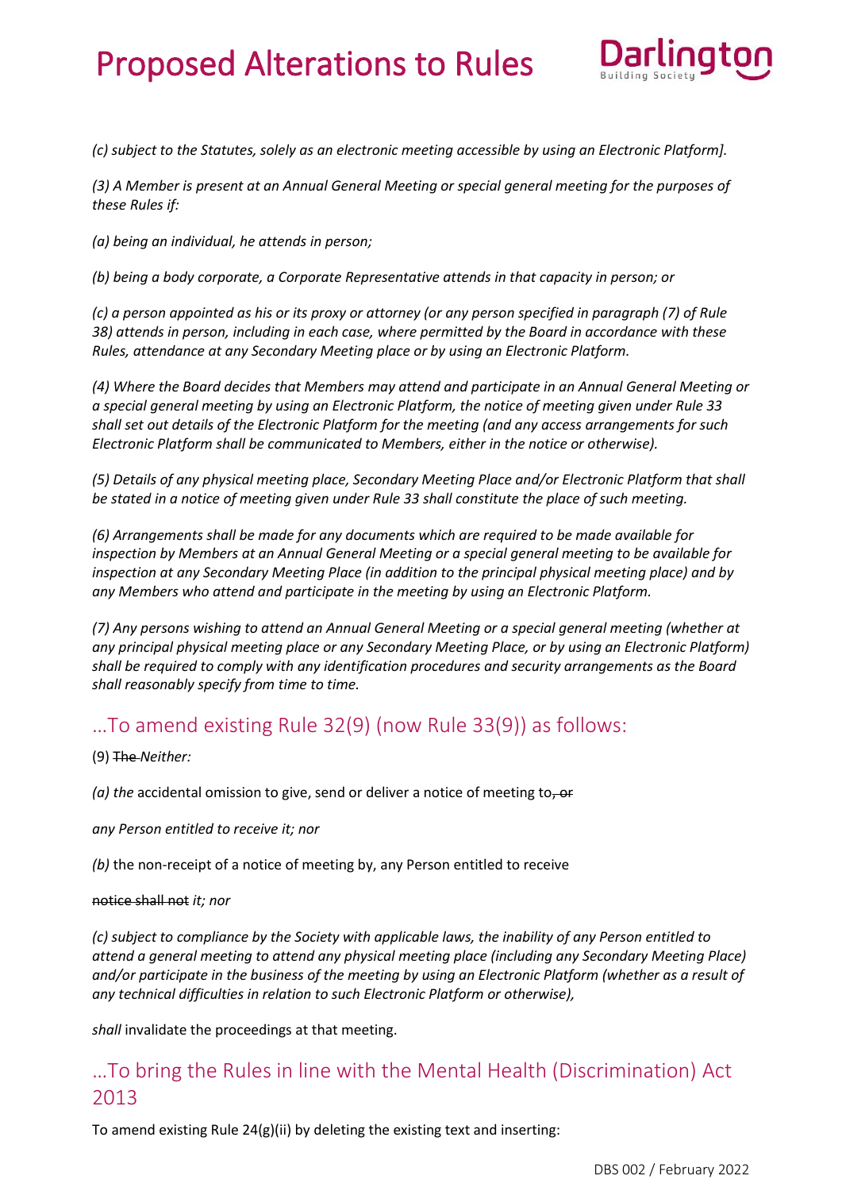*(c) subject to the Statutes, solely as an electronic meeting accessible by using an Electronic Platform].*

*(3) A Member is present at an Annual General Meeting or special general meeting for the purposes of these Rules if:*

*(a) being an individual, he attends in person;*

*(b) being a body corporate, a Corporate Representative attends in that capacity in person; or*

*(c) a person appointed as his or its proxy or attorney (or any person specified in paragraph (7) of Rule 38) attends in person, including in each case, where permitted by the Board in accordance with these Rules, attendance at any Secondary Meeting place or by using an Electronic Platform.*

*(4) Where the Board decides that Members may attend and participate in an Annual General Meeting or a special general meeting by using an Electronic Platform, the notice of meeting given under Rule 33 shall set out details of the Electronic Platform for the meeting (and any access arrangements for such Electronic Platform shall be communicated to Members, either in the notice or otherwise).*

*(5) Details of any physical meeting place, Secondary Meeting Place and/or Electronic Platform that shall be stated in a notice of meeting given under Rule 33 shall constitute the place of such meeting.*

*(6) Arrangements shall be made for any documents which are required to be made available for inspection by Members at an Annual General Meeting or a special general meeting to be available for inspection at any Secondary Meeting Place (in addition to the principal physical meeting place) and by any Members who attend and participate in the meeting by using an Electronic Platform.*

*(7) Any persons wishing to attend an Annual General Meeting or a special general meeting (whether at any principal physical meeting place or any Secondary Meeting Place, or by using an Electronic Platform) shall be required to comply with any identification procedures and security arrangements as the Board shall reasonably specify from time to time.*

## …To amend existing Rule 32(9) (now Rule 33(9)) as follows:

(9) ~~The~~ *Neither:*

*(a) the* accidental omission to give, send or deliver a notice of meeting to~~, or~~

*any Person entitled to receive it; nor*

*(b)* the non-receipt of a notice of meeting by, any Person entitled to receive

~~notice shall not~~ *it; nor*

*(c) subject to compliance by the Society with applicable laws, the inability of any Person entitled to attend a general meeting to attend any physical meeting place (including any Secondary Meeting Place) and/or participate in the business of the meeting by using an Electronic Platform (whether as a result of any technical difficulties in relation to such Electronic Platform or otherwise),*

*shall* invalidate the proceedings at that meeting.

## …To bring the Rules in line with the Mental Health (Discrimination) Act 2013

To amend existing Rule 24(g)(ii) by deleting the existing text and inserting: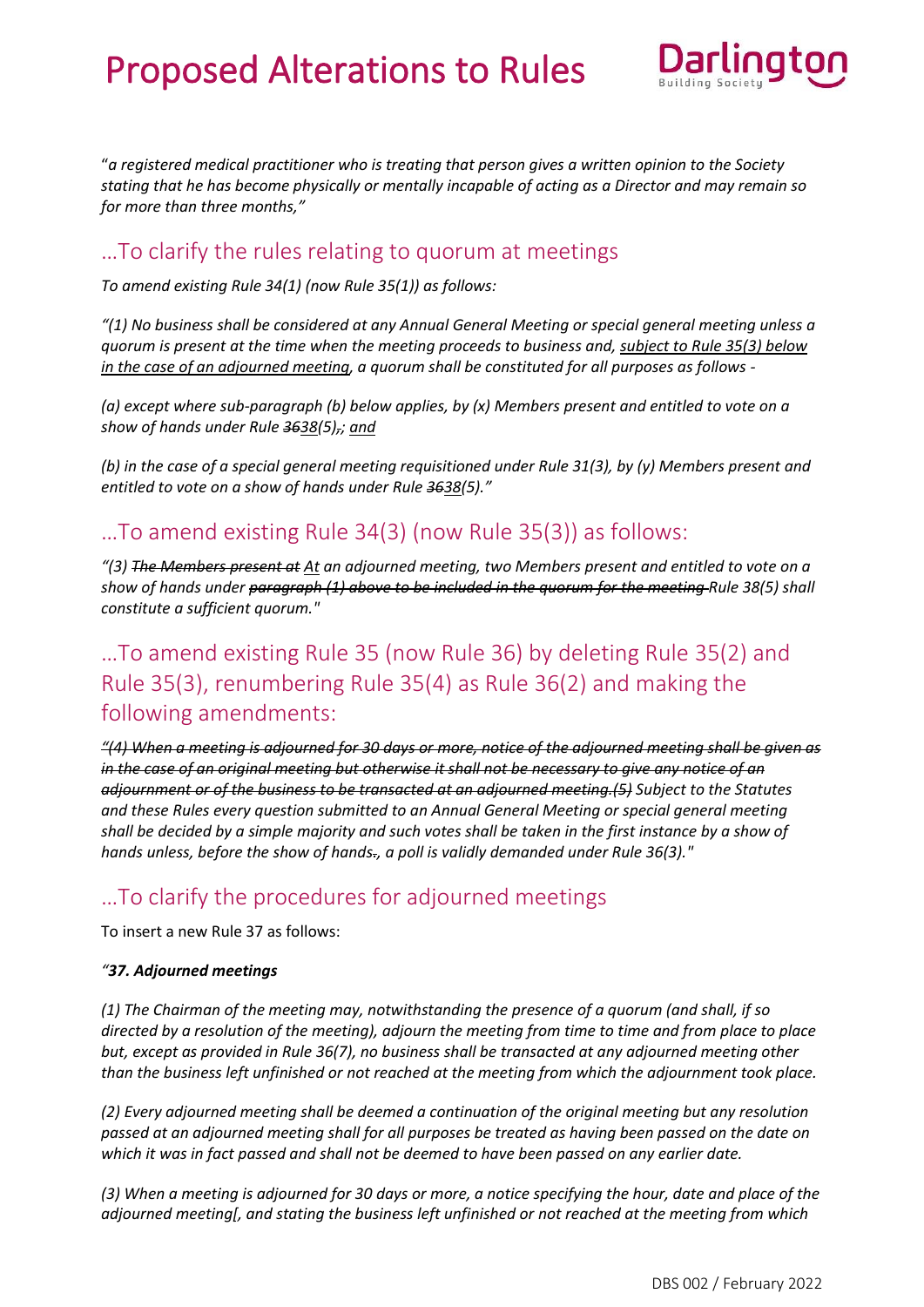"*a registered medical practitioner who is treating that person gives a written opinion to the Society stating that he has become physically or mentally incapable of acting as a Director and may remain so for more than three months,"*

## …To clarify the rules relating to quorum at meetings

*To amend existing Rule 34(1) (now Rule 35(1)) as follows:*

*"(1) No business shall be considered at any Annual General Meeting or special general meeting unless a quorum is present at the time when the meeting proceeds to business and, <u>subject to Rule 35(3) below in the case of an adjourned meeting</u>, a quorum shall be constituted for all purposes as follows -*

*(a) except where sub-paragraph (b) below applies, by (x) Members present and entitled to vote on a show of hands under Rule ~~36~~<u>38</u>(5)~~,~~; <u>and</u>*

*(b) in the case of a special general meeting requisitioned under Rule 31(3), by (y) Members present and entitled to vote on a show of hands under Rule ~~36~~<u>38</u>(5)."*

## …To amend existing Rule 34(3) (now Rule 35(3)) as follows:

*"(3) ~~The Members present at~~ <u>At</u> an adjourned meeting, two Members present and entitled to vote on a show of hands under ~~paragraph (1) above to be included in the quorum for the meeting~~ Rule 38(5) shall constitute a sufficient quorum."*

## …To amend existing Rule 35 (now Rule 36) by deleting Rule 35(2) and Rule 35(3), renumbering Rule 35(4) as Rule 36(2) and making the following amendments:

*~~"(4) When a meeting is adjourned for 30 days or more, notice of the adjourned meeting shall be given as in the case of an original meeting but otherwise it shall not be necessary to give any notice of an adjournment or of the business to be transacted at an adjourned meeting.(5)~~ Subject to the Statutes and these Rules every question submitted to an Annual General Meeting or special general meeting shall be decided by a simple majority and such votes shall be taken in the first instance by a show of hands unless, before the show of hands~~.~~, a poll is validly demanded under Rule 36(3)."*

## …To clarify the procedures for adjourned meetings

To insert a new Rule 37 as follows:

***"37. Adjourned meetings***

*(1) The Chairman of the meeting may, notwithstanding the presence of a quorum (and shall, if so directed by a resolution of the meeting), adjourn the meeting from time to time and from place to place but, except as provided in Rule 36(7), no business shall be transacted at any adjourned meeting other than the business left unfinished or not reached at the meeting from which the adjournment took place.*

*(2) Every adjourned meeting shall be deemed a continuation of the original meeting but any resolution passed at an adjourned meeting shall for all purposes be treated as having been passed on the date on which it was in fact passed and shall not be deemed to have been passed on any earlier date.*

*(3) When a meeting is adjourned for 30 days or more, a notice specifying the hour, date and place of the adjourned meeting[, and stating the business left unfinished or not reached at the meeting from which*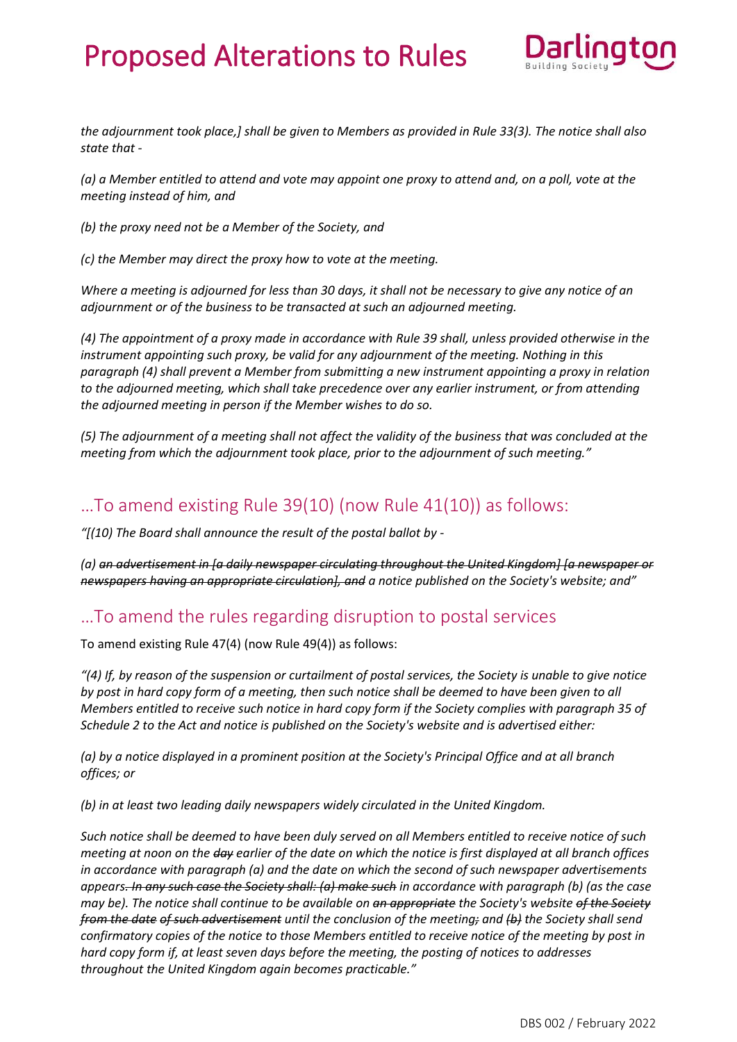*the adjournment took place,] shall be given to Members as provided in Rule 33(3). The notice shall also state that -*

*(a) a Member entitled to attend and vote may appoint one proxy to attend and, on a poll, vote at the meeting instead of him, and*

*(b) the proxy need not be a Member of the Society, and*

*(c) the Member may direct the proxy how to vote at the meeting.*

*Where a meeting is adjourned for less than 30 days, it shall not be necessary to give any notice of an adjournment or of the business to be transacted at such an adjourned meeting.*

*(4) The appointment of a proxy made in accordance with Rule 39 shall, unless provided otherwise in the instrument appointing such proxy, be valid for any adjournment of the meeting. Nothing in this paragraph (4) shall prevent a Member from submitting a new instrument appointing a proxy in relation to the adjourned meeting, which shall take precedence over any earlier instrument, or from attending the adjourned meeting in person if the Member wishes to do so.*

*(5) The adjournment of a meeting shall not affect the validity of the business that was concluded at the meeting from which the adjournment took place, prior to the adjournment of such meeting."*

## …To amend existing Rule 39(10) (now Rule 41(10)) as follows:

*"[(10) The Board shall announce the result of the postal ballot by -*

*(a) ~~an advertisement in [a daily newspaper circulating throughout the United Kingdom] [a newspaper or newspapers having an appropriate circulation], and~~ a notice published on the Society's website; and"*

## …To amend the rules regarding disruption to postal services

To amend existing Rule 47(4) (now Rule 49(4)) as follows:

*"(4) If, by reason of the suspension or curtailment of postal services, the Society is unable to give notice by post in hard copy form of a meeting, then such notice shall be deemed to have been given to all Members entitled to receive such notice in hard copy form if the Society complies with paragraph 35 of Schedule 2 to the Act and notice is published on the Society's website and is advertised either:*

*(a) by a notice displayed in a prominent position at the Society's Principal Office and at all branch offices; or*

*(b) in at least two leading daily newspapers widely circulated in the United Kingdom.*

*Such notice shall be deemed to have been duly served on all Members entitled to receive notice of such meeting at noon on the ~~day~~ earlier of the date on which the notice is first displayed at all branch offices in accordance with paragraph (a) and the date on which the second of such newspaper advertisements appears~~. In any such case the Society shall: (a) make such~~ in accordance with paragraph (b) (as the case may be). The notice shall continue to be available on ~~an appropriate~~ the Society's website ~~of the Society from the date of such advertisement~~ until the conclusion of the meeting~~;~~ and ~~(b)~~ the Society shall send confirmatory copies of the notice to those Members entitled to receive notice of the meeting by post in hard copy form if, at least seven days before the meeting, the posting of notices to addresses throughout the United Kingdom again becomes practicable."*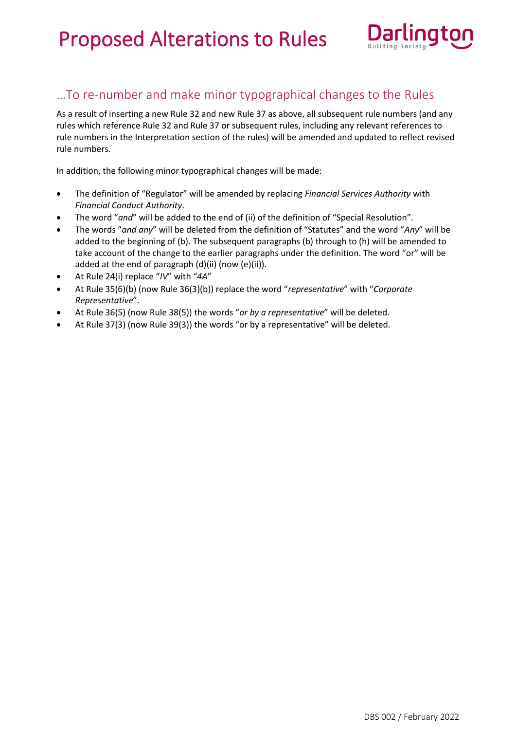# Proposed Alterations to Rules

## …To re-number and make minor typographical changes to the Rules

As a result of inserting a new Rule 32 and new Rule 37 as above, all subsequent rule numbers (and any rules which reference Rule 32 and Rule 37 or subsequent rules, including any relevant references to rule numbers in the Interpretation section of the rules) will be amended and updated to reflect revised rule numbers.

In addition, the following minor typographical changes will be made:

- The definition of "Regulator" will be amended by replacing *Financial Services Authority* with *Financial Conduct Authority*.
- The word "*and*" will be added to the end of (ii) of the definition of "Special Resolution".
- The words "*and any*" will be deleted from the definition of "Statutes" and the word "*Any*" will be added to the beginning of (b). The subsequent paragraphs (b) through to (h) will be amended to take account of the change to the earlier paragraphs under the definition. The word "or" will be added at the end of paragraph (d)(ii) (now (e)(ii)).
- At Rule 24(i) replace "*IV*" with "*4A*"
- At Rule 35(6)(b) (now Rule 36(3)(b)) replace the word "*representative*" with "*Corporate Representative*".
- At Rule 36(5) (now Rule 38(5)) the words "*or by a representative*" will be deleted.
- At Rule 37(3) (now Rule 39(3)) the words "or by a representative" will be deleted.

DBS 002 / February 2022